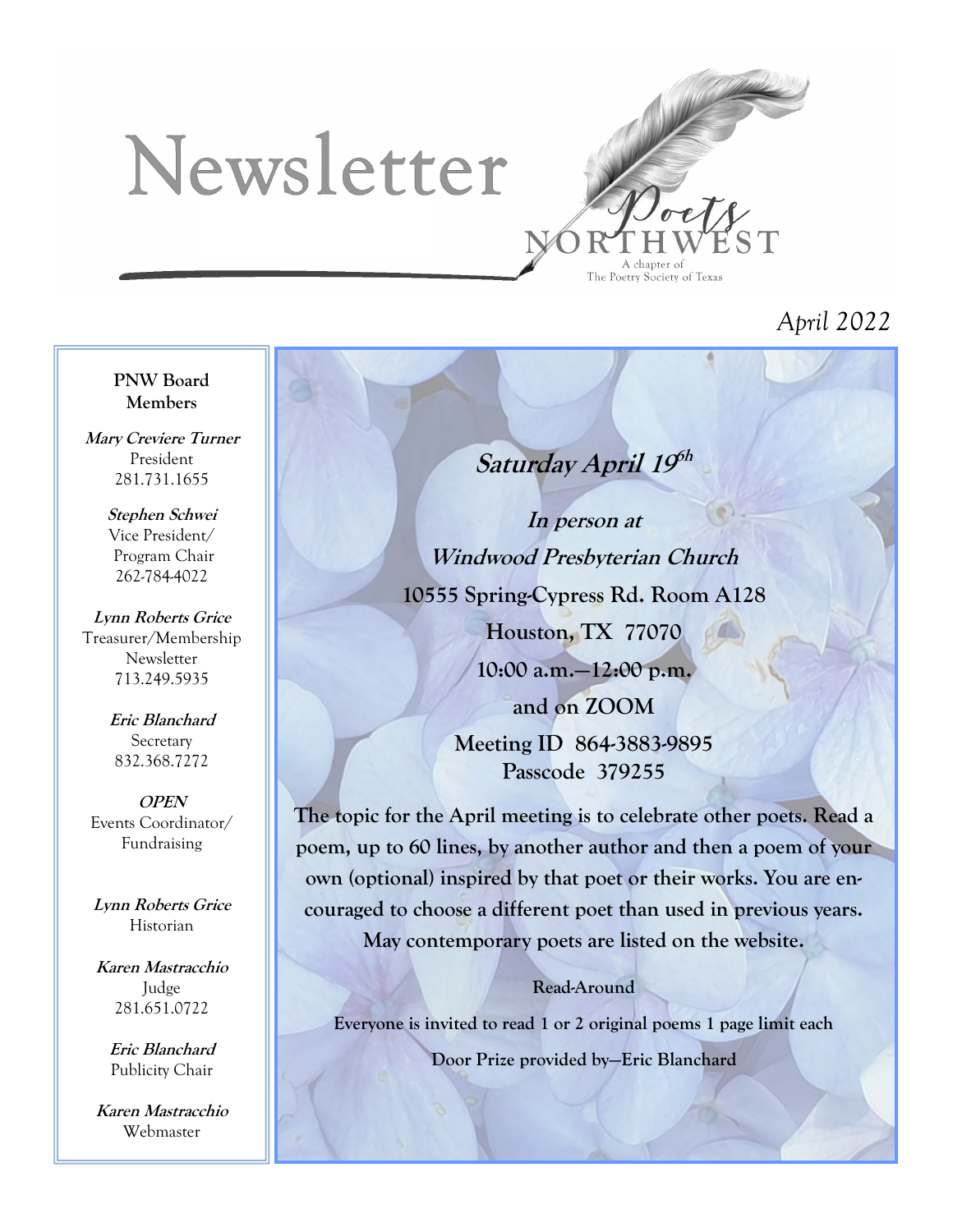# Newsletter

Poets NORTHWEST
A chapter of The Poetry Society of Texas

*April 2022*

**PNW Board Members**

***Mary Creviere Turner***
President
281.731.1655

***Stephen Schwei***
Vice President/ Program Chair
262-784-4022

***Lynn Roberts Grice***
Treasurer/Membership
Newsletter
713.249.5935

***Eric Blanchard***
Secretary
832.368.7272

***OPEN***
Events Coordinator/ Fundraising

***Lynn Roberts Grice***
Historian

***Karen Mastracchio***
Judge
281.651.0722

***Eric Blanchard***
Publicity Chair

***Karen Mastracchio***
Webmaster

---

## *Saturday April 19th*

***In person at***
***Windwood Presbyterian Church***
**10555 Spring-Cypress Rd. Room A128**
**Houston, TX 77070**
**10:00 a.m.—12:00 p.m.**
**and on ZOOM**
**Meeting ID 864-3883-9895**
**Passcode 379255**

**The topic for the April meeting is to celebrate other poets. Read a poem, up to 60 lines, by another author and then a poem of your own (optional) inspired by that poet or their works. You are encouraged to choose a different poet than used in previous years. May contemporary poets are listed on the website.**

**Read-Around**

**Everyone is invited to read 1 or 2 original poems 1 page limit each**

**Door Prize provided by—Eric Blanchard**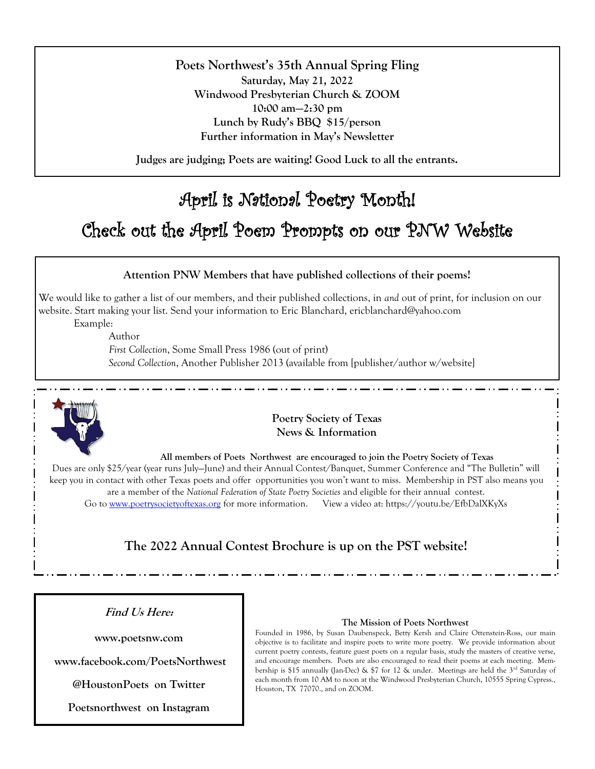**Poets Northwest's 35th Annual Spring Fling**

**Saturday, May 21, 2022**

**Windwood Presbyterian Church & ZOOM**

**10:00 am—2:30 pm**

**Lunch by Rudy's BBQ $15/person**

**Further information in May's Newsletter**

**Judges are judging; Poets are waiting! Good Luck to all the entrants.**

# April is National Poetry Month!

# Check out the April Poem Prompts on our PNW Website

**Attention PNW Members that have published collections of their poems!**

We would like to gather a list of our members, and their published collections, in *and* out of print, for inclusion on our website. Start making your list. Send your information to Eric Blanchard, ericblanchard@yahoo.com

Example:

Author
*First Collection*, Some Small Press 1986 (out of print)
*Second Collection*, Another Publisher 2013 (available from [publisher/author w/website]

**Poetry Society of Texas**
**News & Information**

**All members of Poets Northwest are encouraged to join the Poetry Society of Texas**

Dues are only $25/year (year runs July—June) and their Annual Contest/Banquet, Summer Conference and "The Bulletin" will keep you in contact with other Texas poets and offer opportunities you won't want to miss. Membership in PST also means you are a member of the *National Federation of State Poetry Societies* and eligible for their annual contest.

Go to www.poetrysocietyoftexas.org for more information. View a video at: https://youtu.be/EfbDalXKyXs

**The 2022 Annual Contest Brochure is up on the PST website!**

***Find Us Here:***

**www.poetsnw.com**

**www.facebook.com/PoetsNorthwest**

**@HoustonPoets on Twitter**

**Poetsnorthwest on Instagram**

**The Mission of Poets Northwest**

Founded in 1986, by Susan Daubenspeck, Betty Kersh and Claire Ottenstein-Ross, our main objective is to facilitate and inspire poets to write more poetry. We provide information about current poetry contests, feature guest poets on a regular basis, study the masters of creative verse, and encourage members. Poets are also encouraged to read their poems at each meeting. Membership is $15 annually (Jan-Dec) & $7 for 12 & under. Meetings are held the 3rd Saturday of each month from 10 AM to noon at the Windwood Presbyterian Church, 10555 Spring Cypress., Houston, TX 77070., and on ZOOM.